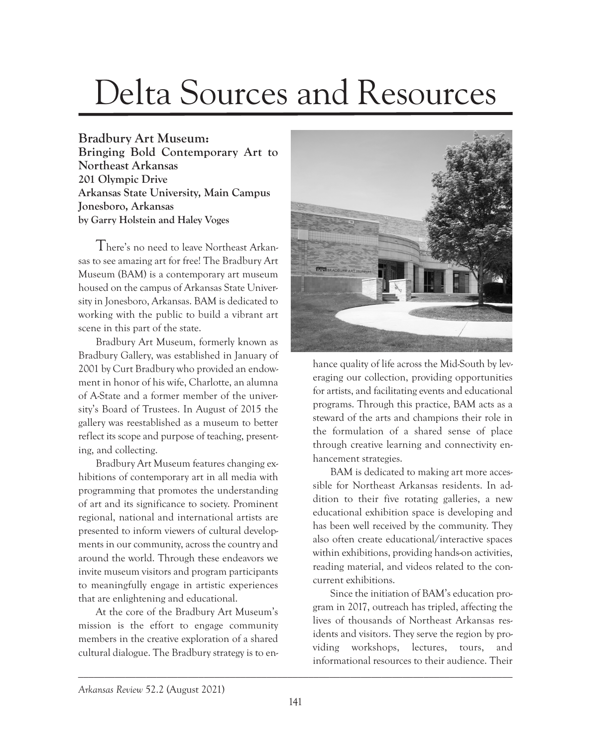# Delta Sources and Resources

## Bradbury Art Museum: Bringing Bold Contemporary Art to Northeast Arkansas

**201 Olympic Drive**
**Arkansas State University, Main Campus**
**Jonesboro, Arkansas**
**by Garry Holstein and Haley Voges**

There's no need to leave Northeast Arkansas to see amazing art for free! The Bradbury Art Museum (BAM) is a contemporary art museum housed on the campus of Arkansas State University in Jonesboro, Arkansas. BAM is dedicated to working with the public to build a vibrant art scene in this part of the state.

Bradbury Art Museum, formerly known as Bradbury Gallery, was established in January of 2001 by Curt Bradbury who provided an endowment in honor of his wife, Charlotte, an alumna of A-State and a former member of the university's Board of Trustees. In August of 2015 the gallery was reestablished as a museum to better reflect its scope and purpose of teaching, presenting, and collecting.

Bradbury Art Museum features changing exhibitions of contemporary art in all media with programming that promotes the understanding of art and its significance to society. Prominent regional, national and international artists are presented to inform viewers of cultural developments in our community, across the country and around the world. Through these endeavors we invite museum visitors and program participants to meaningfully engage in artistic experiences that are enlightening and educational.

At the core of the Bradbury Art Museum's mission is the effort to engage community members in the creative exploration of a shared cultural dialogue. The Bradbury strategy is to enhance quality of life across the Mid-South by leveraging our collection, providing opportunities for artists, and facilitating events and educational programs. Through this practice, BAM acts as a steward of the arts and champions their role in the formulation of a shared sense of place through creative learning and connectivity enhancement strategies.

BAM is dedicated to making art more accessible for Northeast Arkansas residents. In addition to their five rotating galleries, a new educational exhibition space is developing and has been well received by the community. They also often create educational/interactive spaces within exhibitions, providing hands-on activities, reading material, and videos related to the concurrent exhibitions.

Since the initiation of BAM's education program in 2017, outreach has tripled, affecting the lives of thousands of Northeast Arkansas residents and visitors. They serve the region by providing workshops, lectures, tours, and informational resources to their audience. Their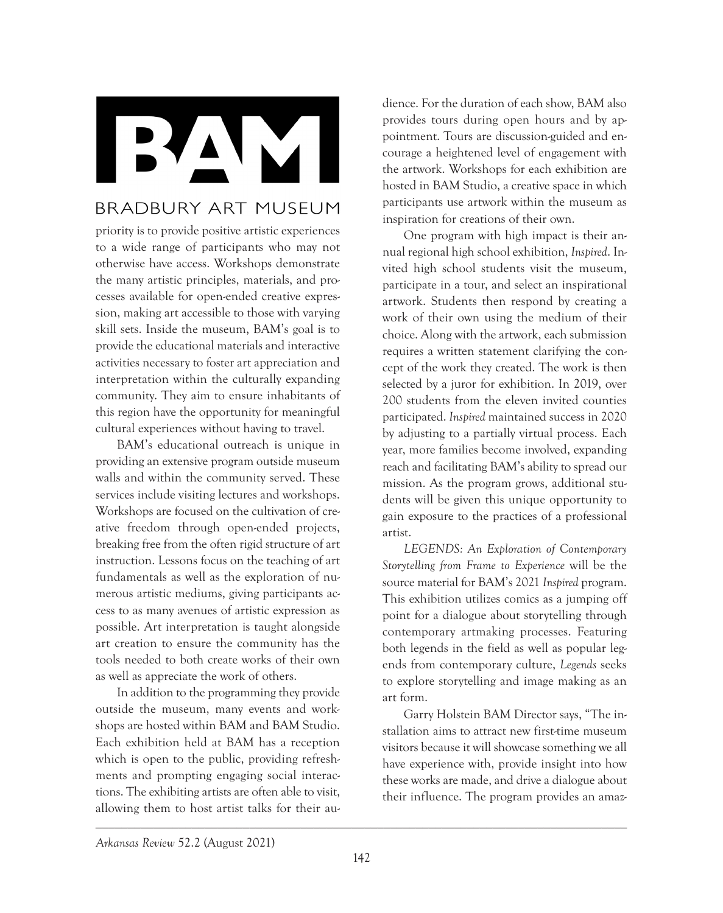# BAM

BRADBURY ART MUSEUM

priority is to provide positive artistic experiences to a wide range of participants who may not otherwise have access. Workshops demonstrate the many artistic principles, materials, and processes available for open-ended creative expression, making art accessible to those with varying skill sets. Inside the museum, BAM's goal is to provide the educational materials and interactive activities necessary to foster art appreciation and interpretation within the culturally expanding community. They aim to ensure inhabitants of this region have the opportunity for meaningful cultural experiences without having to travel.

BAM's educational outreach is unique in providing an extensive program outside museum walls and within the community served. These services include visiting lectures and workshops. Workshops are focused on the cultivation of creative freedom through open-ended projects, breaking free from the often rigid structure of art instruction. Lessons focus on the teaching of art fundamentals as well as the exploration of numerous artistic mediums, giving participants access to as many avenues of artistic expression as possible. Art interpretation is taught alongside art creation to ensure the community has the tools needed to both create works of their own as well as appreciate the work of others.

In addition to the programming they provide outside the museum, many events and workshops are hosted within BAM and BAM Studio. Each exhibition held at BAM has a reception which is open to the public, providing refreshments and prompting engaging social interactions. The exhibiting artists are often able to visit, allowing them to host artist talks for their audience. For the duration of each show, BAM also provides tours during open hours and by appointment. Tours are discussion-guided and encourage a heightened level of engagement with the artwork. Workshops for each exhibition are hosted in BAM Studio, a creative space in which participants use artwork within the museum as inspiration for creations of their own.

One program with high impact is their annual regional high school exhibition, *Inspired*. Invited high school students visit the museum, participate in a tour, and select an inspirational artwork. Students then respond by creating a work of their own using the medium of their choice. Along with the artwork, each submission requires a written statement clarifying the concept of the work they created. The work is then selected by a juror for exhibition. In 2019, over 200 students from the eleven invited counties participated. *Inspired* maintained success in 2020 by adjusting to a partially virtual process. Each year, more families become involved, expanding reach and facilitating BAM's ability to spread our mission. As the program grows, additional students will be given this unique opportunity to gain exposure to the practices of a professional artist.

*LEGENDS: An Exploration of Contemporary Storytelling from Frame to Experience* will be the source material for BAM's 2021 *Inspired* program. This exhibition utilizes comics as a jumping off point for a dialogue about storytelling through contemporary artmaking processes. Featuring both legends in the field as well as popular legends from contemporary culture, *Legends* seeks to explore storytelling and image making as an art form.

Garry Holstein BAM Director says, "The installation aims to attract new first-time museum visitors because it will showcase something we all have experience with, provide insight into how these works are made, and drive a dialogue about their influence. The program provides an amaz-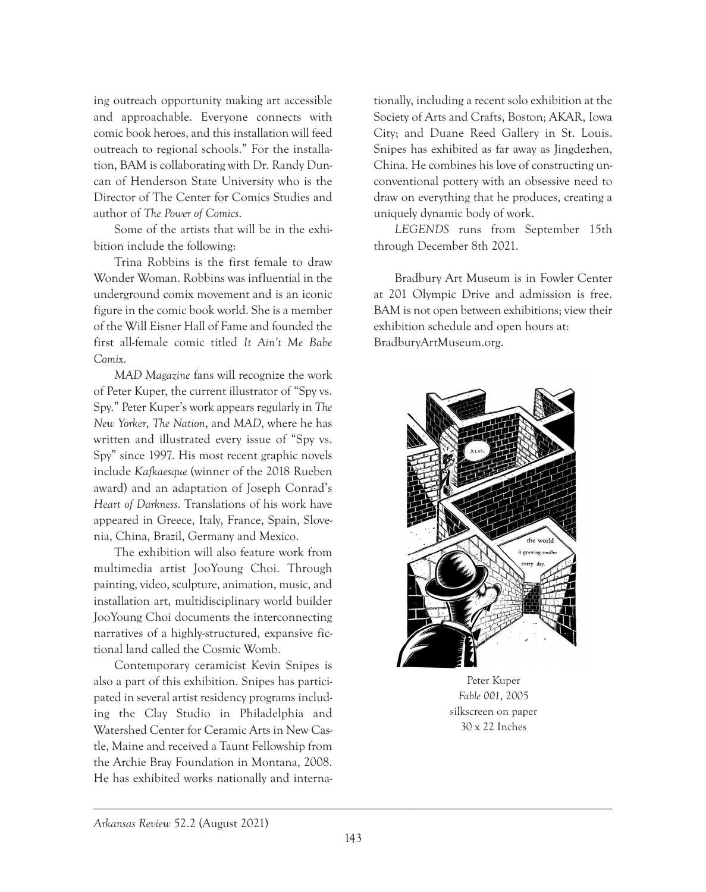ing outreach opportunity making art accessible and approachable. Everyone connects with comic book heroes, and this installation will feed outreach to regional schools." For the installation, BAM is collaborating with Dr. Randy Duncan of Henderson State University who is the Director of The Center for Comics Studies and author of *The Power of Comics*.

Some of the artists that will be in the exhibition include the following:

Trina Robbins is the first female to draw Wonder Woman. Robbins was influential in the underground comix movement and is an iconic figure in the comic book world. She is a member of the Will Eisner Hall of Fame and founded the first all-female comic titled *It Ain't Me Babe Comix*.

*MAD Magazine* fans will recognize the work of Peter Kuper, the current illustrator of "Spy vs. Spy." Peter Kuper's work appears regularly in *The New Yorker*, *The Nation*, and *MAD*, where he has written and illustrated every issue of "Spy vs. Spy" since 1997. His most recent graphic novels include *Kafkaesque* (winner of the 2018 Rueben award) and an adaptation of Joseph Conrad's *Heart of Darkness*. Translations of his work have appeared in Greece, Italy, France, Spain, Slovenia, China, Brazil, Germany and Mexico.

The exhibition will also feature work from multimedia artist JooYoung Choi. Through painting, video, sculpture, animation, music, and installation art, multidisciplinary world builder JooYoung Choi documents the interconnecting narratives of a highly-structured, expansive fictional land called the Cosmic Womb.

Contemporary ceramicist Kevin Snipes is also a part of this exhibition. Snipes has participated in several artist residency programs including the Clay Studio in Philadelphia and Watershed Center for Ceramic Arts in New Castle, Maine and received a Taunt Fellowship from the Archie Bray Foundation in Montana, 2008. He has exhibited works nationally and internationally, including a recent solo exhibition at the Society of Arts and Crafts, Boston; AKAR, Iowa City; and Duane Reed Gallery in St. Louis. Snipes has exhibited as far away as Jingdezhen, China. He combines his love of constructing unconventional pottery with an obsessive need to draw on everything that he produces, creating a uniquely dynamic body of work.

*LEGENDS* runs from September 15th through December 8th 2021.

Bradbury Art Museum is in Fowler Center at 201 Olympic Drive and admission is free. BAM is not open between exhibitions; view their exhibition schedule and open hours at: BradburyArtMuseum.org.

Peter Kuper
*Fable 001*, 2005
silkscreen on paper
30 x 22 Inches